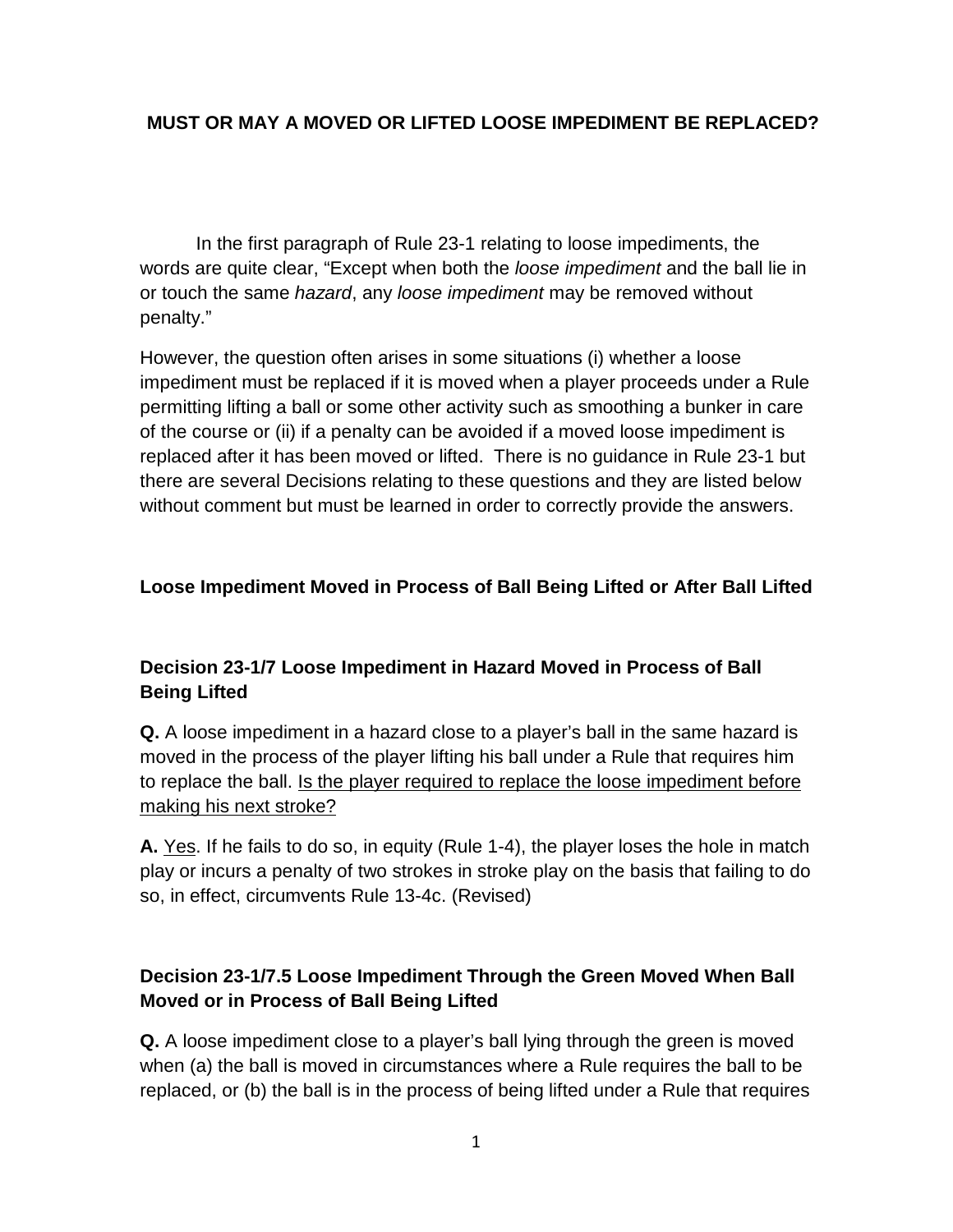# MUST OR MAY A MOVED OR LIFTED LOOSE IMPEDIMENT BE REPLACED?

In the first paragraph of Rule 23-1 relating to loose impediments, the words are quite clear, "Except when both the *loose impediment* and the ball lie in or touch the same *hazard*, any *loose impediment* may be removed without penalty."

However, the question often arises in some situations (i) whether a loose impediment must be replaced if it is moved when a player proceeds under a Rule permitting lifting a ball or some other activity such as smoothing a bunker in care of the course or (ii) if a penalty can be avoided if a moved loose impediment is replaced after it has been moved or lifted. There is no guidance in Rule 23-1 but there are several Decisions relating to these questions and they are listed below without comment but must be learned in order to correctly provide the answers.

## Loose Impediment Moved in Process of Ball Being Lifted or After Ball Lifted

### Decision 23-1/7 Loose Impediment in Hazard Moved in Process of Ball Being Lifted

**Q.** A loose impediment in a hazard close to a player's ball in the same hazard is moved in the process of the player lifting his ball under a Rule that requires him to replace the ball. <u>Is the player required to replace the loose impediment before making his next stroke?</u>

**A.** <u>Yes</u>. If he fails to do so, in equity (Rule 1-4), the player loses the hole in match play or incurs a penalty of two strokes in stroke play on the basis that failing to do so, in effect, circumvents Rule 13-4c. (Revised)

### Decision 23-1/7.5 Loose Impediment Through the Green Moved When Ball Moved or in Process of Ball Being Lifted

**Q.** A loose impediment close to a player's ball lying through the green is moved when (a) the ball is moved in circumstances where a Rule requires the ball to be replaced, or (b) the ball is in the process of being lifted under a Rule that requires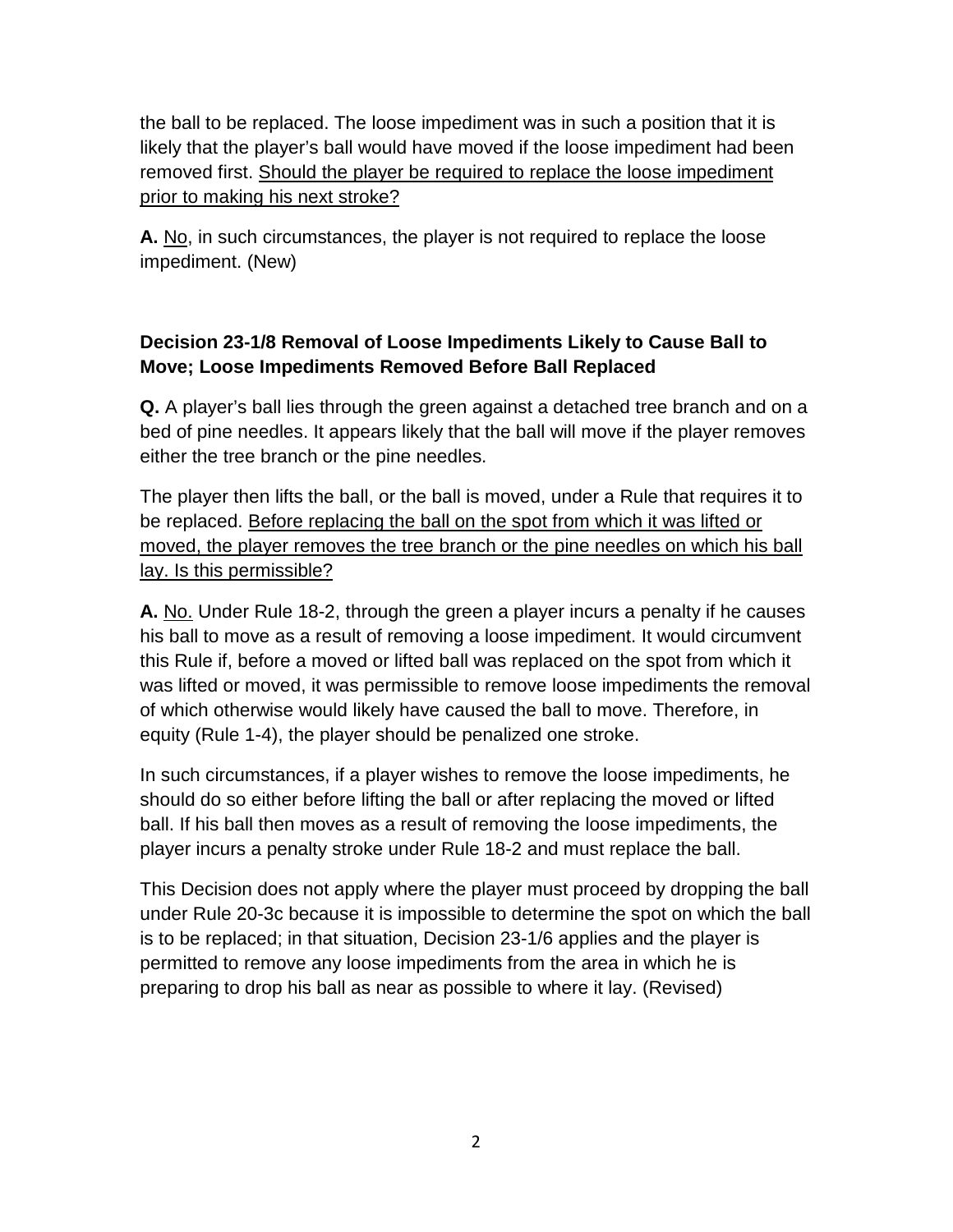the ball to be replaced. The loose impediment was in such a position that it is likely that the player's ball would have moved if the loose impediment had been removed first. <u>Should the player be required to replace the loose impediment prior to making his next stroke?</u>

**A.** <u>No</u>, in such circumstances, the player is not required to replace the loose impediment. (New)

**Decision 23-1/8 Removal of Loose Impediments Likely to Cause Ball to Move; Loose Impediments Removed Before Ball Replaced**

**Q.** A player's ball lies through the green against a detached tree branch and on a bed of pine needles. It appears likely that the ball will move if the player removes either the tree branch or the pine needles.

The player then lifts the ball, or the ball is moved, under a Rule that requires it to be replaced. <u>Before replacing the ball on the spot from which it was lifted or moved, the player removes the tree branch or the pine needles on which his ball lay. Is this permissible?</u>

**A.** <u>No.</u> Under Rule 18-2, through the green a player incurs a penalty if he causes his ball to move as a result of removing a loose impediment. It would circumvent this Rule if, before a moved or lifted ball was replaced on the spot from which it was lifted or moved, it was permissible to remove loose impediments the removal of which otherwise would likely have caused the ball to move. Therefore, in equity (Rule 1-4), the player should be penalized one stroke.

In such circumstances, if a player wishes to remove the loose impediments, he should do so either before lifting the ball or after replacing the moved or lifted ball. If his ball then moves as a result of removing the loose impediments, the player incurs a penalty stroke under Rule 18-2 and must replace the ball.

This Decision does not apply where the player must proceed by dropping the ball under Rule 20-3c because it is impossible to determine the spot on which the ball is to be replaced; in that situation, Decision 23-1/6 applies and the player is permitted to remove any loose impediments from the area in which he is preparing to drop his ball as near as possible to where it lay. (Revised)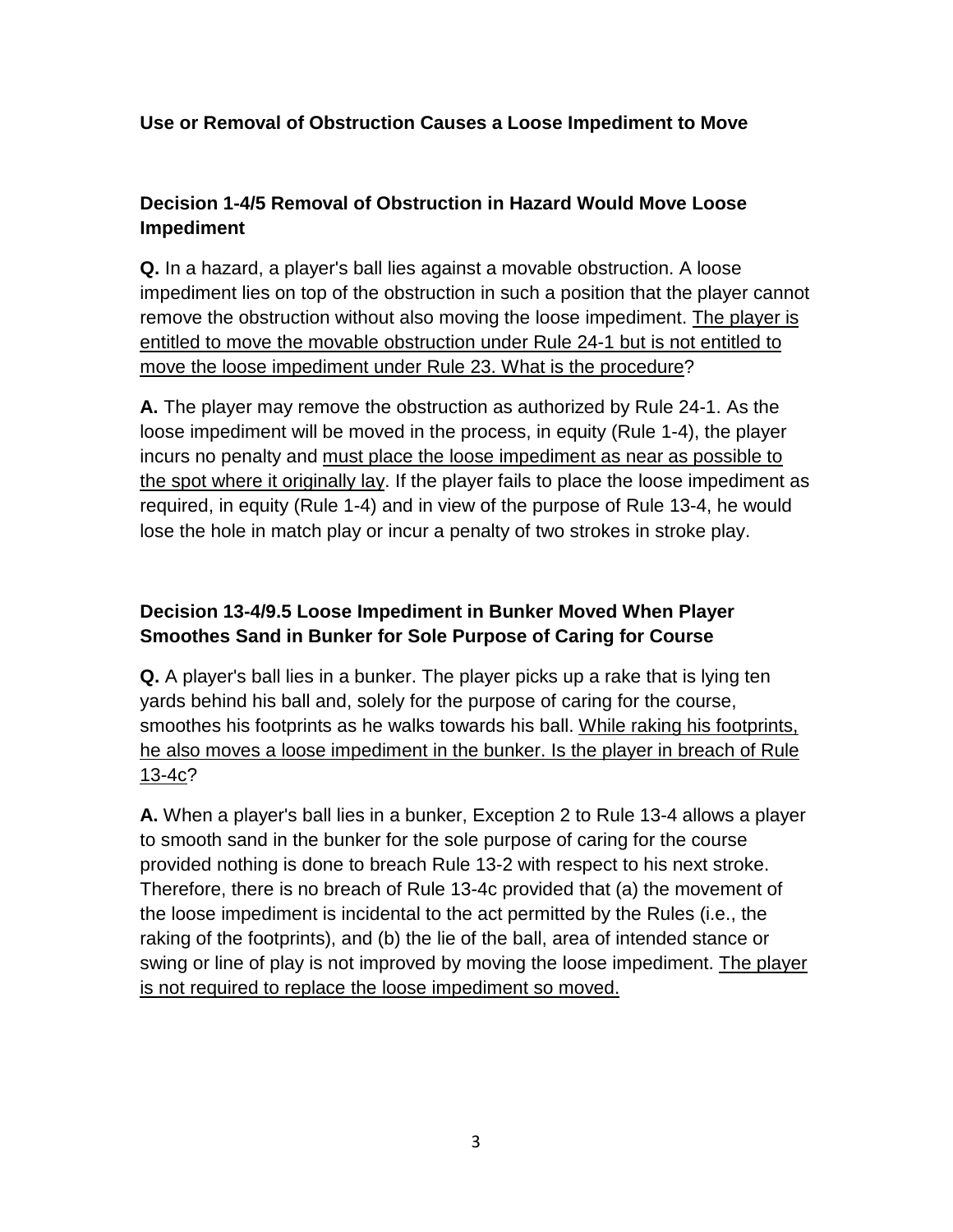**Use or Removal of Obstruction Causes a Loose Impediment to Move**

**Decision 1-4/5 Removal of Obstruction in Hazard Would Move Loose Impediment**

**Q.** In a hazard, a player's ball lies against a movable obstruction. A loose impediment lies on top of the obstruction in such a position that the player cannot remove the obstruction without also moving the loose impediment. <u>The player is entitled to move the movable obstruction under Rule 24-1 but is not entitled to move the loose impediment under Rule 23. What is the procedure</u>?

**A.** The player may remove the obstruction as authorized by Rule 24-1. As the loose impediment will be moved in the process, in equity (Rule 1-4), the player incurs no penalty and <u>must place the loose impediment as near as possible to the spot where it originally lay</u>. If the player fails to place the loose impediment as required, in equity (Rule 1-4) and in view of the purpose of Rule 13-4, he would lose the hole in match play or incur a penalty of two strokes in stroke play.

**Decision 13-4/9.5 Loose Impediment in Bunker Moved When Player Smoothes Sand in Bunker for Sole Purpose of Caring for Course**

**Q.** A player's ball lies in a bunker. The player picks up a rake that is lying ten yards behind his ball and, solely for the purpose of caring for the course, smoothes his footprints as he walks towards his ball. <u>While raking his footprints, he also moves a loose impediment in the bunker. Is the player in breach of Rule 13-4c</u>?

**A.** When a player's ball lies in a bunker, Exception 2 to Rule 13-4 allows a player to smooth sand in the bunker for the sole purpose of caring for the course provided nothing is done to breach Rule 13-2 with respect to his next stroke. Therefore, there is no breach of Rule 13-4c provided that (a) the movement of the loose impediment is incidental to the act permitted by the Rules (i.e., the raking of the footprints), and (b) the lie of the ball, area of intended stance or swing or line of play is not improved by moving the loose impediment. <u>The player is not required to replace the loose impediment so moved.</u>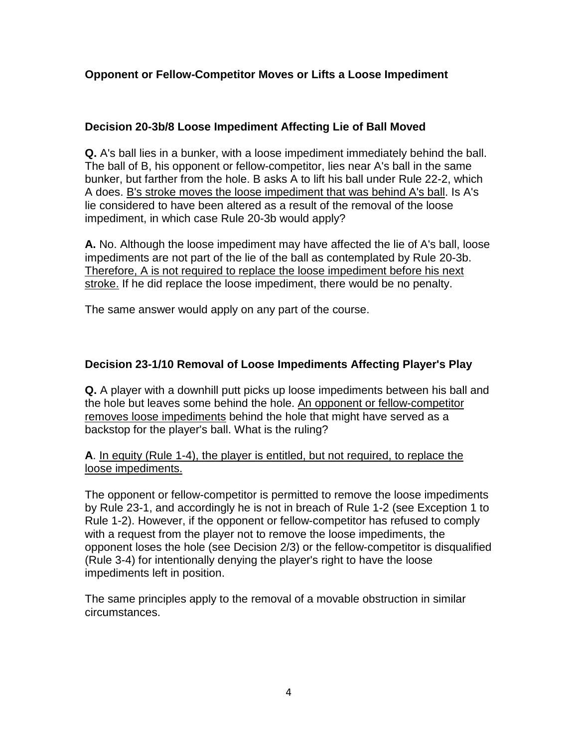**Opponent or Fellow-Competitor Moves or Lifts a Loose Impediment**

**Decision 20-3b/8 Loose Impediment Affecting Lie of Ball Moved**

**Q.** A's ball lies in a bunker, with a loose impediment immediately behind the ball. The ball of B, his opponent or fellow-competitor, lies near A's ball in the same bunker, but farther from the hole. B asks A to lift his ball under Rule 22-2, which A does. <u>B's stroke moves the loose impediment that was behind A's ball</u>. Is A's lie considered to have been altered as a result of the removal of the loose impediment, in which case Rule 20-3b would apply?

**A.** No. Although the loose impediment may have affected the lie of A's ball, loose impediments are not part of the lie of the ball as contemplated by Rule 20-3b. <u>Therefore, A is not required to replace the loose impediment before his next stroke.</u> If he did replace the loose impediment, there would be no penalty.

The same answer would apply on any part of the course.

**Decision 23-1/10 Removal of Loose Impediments Affecting Player's Play**

**Q.** A player with a downhill putt picks up loose impediments between his ball and the hole but leaves some behind the hole. <u>An opponent or fellow-competitor removes loose impediments</u> behind the hole that might have served as a backstop for the player's ball. What is the ruling?

**A**. <u>In equity (Rule 1-4), the player is entitled, but not required, to replace the loose impediments.</u>

The opponent or fellow-competitor is permitted to remove the loose impediments by Rule 23-1, and accordingly he is not in breach of Rule 1-2 (see Exception 1 to Rule 1-2). However, if the opponent or fellow-competitor has refused to comply with a request from the player not to remove the loose impediments, the opponent loses the hole (see Decision 2/3) or the fellow-competitor is disqualified (Rule 3-4) for intentionally denying the player's right to have the loose impediments left in position.

The same principles apply to the removal of a movable obstruction in similar circumstances.